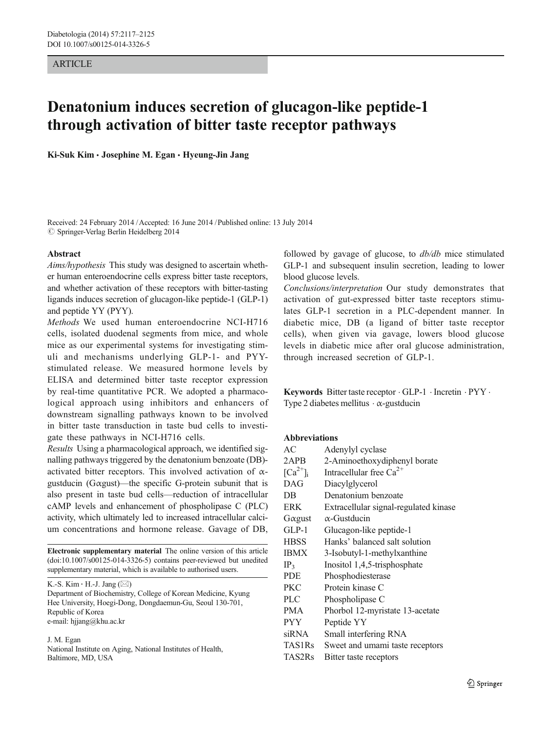ARTICLE

# Denatonium induces secretion of glucagon-like peptide-1 through activation of bitter taste receptor pathways

**Ki-Suk Kim · Josephine M. Egan · Hyeung-Jin Jang**

Received: 24 February 2014 / Accepted: 16 June 2014 / Published online: 13 July 2014
© Springer-Verlag Berlin Heidelberg 2014

## Abstract

*Aims/hypothesis* This study was designed to ascertain whether human enteroendocrine cells express bitter taste receptors, and whether activation of these receptors with bitter-tasting ligands induces secretion of glucagon-like peptide-1 (GLP-1) and peptide YY (PYY).

*Methods* We used human enteroendocrine NCI-H716 cells, isolated duodenal segments from mice, and whole mice as our experimental systems for investigating stimuli and mechanisms underlying GLP-1- and PYY-stimulated release. We measured hormone levels by ELISA and determined bitter taste receptor expression by real-time quantitative PCR. We adopted a pharmacological approach using inhibitors and enhancers of downstream signalling pathways known to be involved in bitter taste transduction in taste bud cells to investigate these pathways in NCI-H716 cells.

*Results* Using a pharmacological approach, we identified signalling pathways triggered by the denatonium benzoate (DB)-activated bitter receptors. This involved activation of α-gustducin (Gαgust)—the specific G-protein subunit that is also present in taste bud cells—reduction of intracellular cAMP levels and enhancement of phospholipase C (PLC) activity, which ultimately led to increased intracellular calcium concentrations and hormone release. Gavage of DB, followed by gavage of glucose, to *db/db* mice stimulated GLP-1 and subsequent insulin secretion, leading to lower blood glucose levels.

*Conclusions/interpretation* Our study demonstrates that activation of gut-expressed bitter taste receptors stimulates GLP-1 secretion in a PLC-dependent manner. In diabetic mice, DB (a ligand of bitter taste receptor cells), when given via gavage, lowers blood glucose levels in diabetic mice after oral glucose administration, through increased secretion of GLP-1.

**Keywords** Bitter taste receptor · GLP-1 · Incretin · PYY · Type 2 diabetes mellitus · α-gustducin

**Electronic supplementary material** The online version of this article (doi:10.1007/s00125-014-3326-5) contains peer-reviewed but unedited supplementary material, which is available to authorised users.

K.-S. Kim · H.-J. Jang (✉)
Department of Biochemistry, College of Korean Medicine, Kyung Hee University, Hoegi-Dong, Dongdaemun-Gu, Seoul 130-701, Republic of Korea
e-mail: hjjang@khu.ac.kr

J. M. Egan
National Institute on Aging, National Institutes of Health, Baltimore, MD, USA

### Abbreviations

| | |
|---|---|
| AC | Adenylyl cyclase |
| 2APB | 2-Aminoethoxydiphenyl borate |
| $[Ca^{2+}]_i$ | Intracellular free $Ca^{2+}$ |
| DAG | Diacylglycerol |
| DB | Denatonium benzoate |
| ERK | Extracellular signal-regulated kinase |
| Gαgust | α-Gustducin |
| GLP-1 | Glucagon-like peptide-1 |
| HBSS | Hanks' balanced salt solution |
| IBMX | 3-Isobutyl-1-methylxanthine |
| $IP_3$ | Inositol 1,4,5-trisphosphate |
| PDE | Phosphodiesterase |
| PKC | Protein kinase C |
| PLC | Phospholipase C |
| PMA | Phorbol 12-myristate 13-acetate |
| PYY | Peptide YY |
| siRNA | Small interfering RNA |
| TAS1Rs | Sweet and umami taste receptors |
| TAS2Rs | Bitter taste receptors |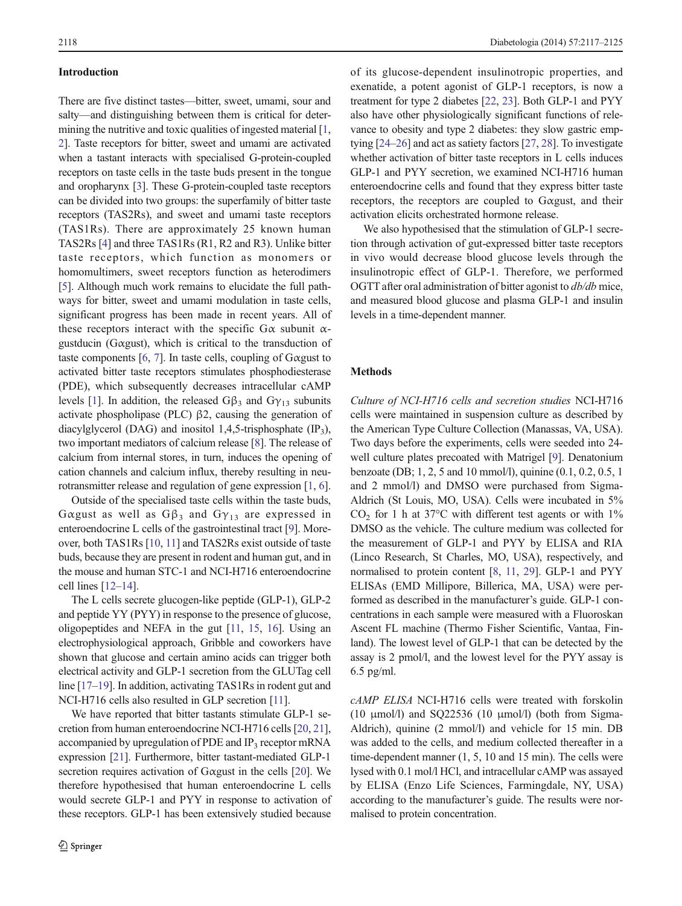## Introduction

There are five distinct tastes—bitter, sweet, umami, sour and salty—and distinguishing between them is critical for determining the nutritive and toxic qualities of ingested material [1, 2]. Taste receptors for bitter, sweet and umami are activated when a tastant interacts with specialised G-protein-coupled receptors on taste cells in the taste buds present in the tongue and oropharynx [3]. These G-protein-coupled taste receptors can be divided into two groups: the superfamily of bitter taste receptors (TAS2Rs), and sweet and umami taste receptors (TAS1Rs). There are approximately 25 known human TAS2Rs [4] and three TAS1Rs (R1, R2 and R3). Unlike bitter taste receptors, which function as monomers or homomultimers, sweet receptors function as heterodimers [5]. Although much work remains to elucidate the full pathways for bitter, sweet and umami modulation in taste cells, significant progress has been made in recent years. All of these receptors interact with the specific Gα subunit α-gustducin (Gαgust), which is critical to the transduction of taste components [6, 7]. In taste cells, coupling of Gαgust to activated bitter taste receptors stimulates phosphodiesterase (PDE), which subsequently decreases intracellular cAMP levels [1]. In addition, the released $G\beta_3$ and $G\gamma_{13}$ subunits activate phospholipase (PLC) β2, causing the generation of diacylglycerol (DAG) and inositol 1,4,5-trisphosphate ($IP_3$), two important mediators of calcium release [8]. The release of calcium from internal stores, in turn, induces the opening of cation channels and calcium influx, thereby resulting in neurotransmitter release and regulation of gene expression [1, 6].

Outside of the specialised taste cells within the taste buds, Gαgust as well as $G\beta_3$ and $G\gamma_{13}$ are expressed in enteroendocrine L cells of the gastrointestinal tract [9]. Moreover, both TAS1Rs [10, 11] and TAS2Rs exist outside of taste buds, because they are present in rodent and human gut, and in the mouse and human STC-1 and NCI-H716 enteroendocrine cell lines [12–14].

The L cells secrete glucogen-like peptide (GLP-1), GLP-2 and peptide YY (PYY) in response to the presence of glucose, oligopeptides and NEFA in the gut [11, 15, 16]. Using an electrophysiological approach, Gribble and coworkers have shown that glucose and certain amino acids can trigger both electrical activity and GLP-1 secretion from the GLUTag cell line [17–19]. In addition, activating TAS1Rs in rodent gut and NCI-H716 cells also resulted in GLP secretion [11].

We have reported that bitter tastants stimulate GLP-1 secretion from human enteroendocrine NCI-H716 cells [20, 21], accompanied by upregulation of PDE and $IP_3$ receptor mRNA expression [21]. Furthermore, bitter tastant-mediated GLP-1 secretion requires activation of Gαgust in the cells [20]. We therefore hypothesised that human enteroendocrine L cells would secrete GLP-1 and PYY in response to activation of these receptors. GLP-1 has been extensively studied because of its glucose-dependent insulinotropic properties, and exenatide, a potent agonist of GLP-1 receptors, is now a treatment for type 2 diabetes [22, 23]. Both GLP-1 and PYY also have other physiologically significant functions of relevance to obesity and type 2 diabetes: they slow gastric emptying [24–26] and act as satiety factors [27, 28]. To investigate whether activation of bitter taste receptors in L cells induces GLP-1 and PYY secretion, we examined NCI-H716 human enteroendocrine cells and found that they express bitter taste receptors, the receptors are coupled to Gαgust, and their activation elicits orchestrated hormone release.

We also hypothesised that the stimulation of GLP-1 secretion through activation of gut-expressed bitter taste receptors in vivo would decrease blood glucose levels through the insulinotropic effect of GLP-1. Therefore, we performed OGTT after oral administration of bitter agonist to *db/db* mice, and measured blood glucose and plasma GLP-1 and insulin levels in a time-dependent manner.

## Methods

*Culture of NCI-H716 cells and secretion studies* NCI-H716 cells were maintained in suspension culture as described by the American Type Culture Collection (Manassas, VA, USA). Two days before the experiments, cells were seeded into 24-well culture plates precoated with Matrigel [9]. Denatonium benzoate (DB; 1, 2, 5 and 10 mmol/l), quinine (0.1, 0.2, 0.5, 1 and 2 mmol/l) and DMSO were purchased from Sigma-Aldrich (St Louis, MO, USA). Cells were incubated in 5% $CO_2$ for 1 h at 37°C with different test agents or with 1% DMSO as the vehicle. The culture medium was collected for the measurement of GLP-1 and PYY by ELISA and RIA (Linco Research, St Charles, MO, USA), respectively, and normalised to protein content [8, 11, 29]. GLP-1 and PYY ELISAs (EMD Millipore, Billerica, MA, USA) were performed as described in the manufacturer's guide. GLP-1 concentrations in each sample were measured with a Fluoroskan Ascent FL machine (Thermo Fisher Scientific, Vantaa, Finland). The lowest level of GLP-1 that can be detected by the assay is 2 pmol/l, and the lowest level for the PYY assay is 6.5 pg/ml.

*cAMP ELISA* NCI-H716 cells were treated with forskolin (10 μmol/l) and SQ22536 (10 μmol/l) (both from Sigma-Aldrich), quinine (2 mmol/l) and vehicle for 15 min. DB was added to the cells, and medium collected thereafter in a time-dependent manner (1, 5, 10 and 15 min). The cells were lysed with 0.1 mol/l HCl, and intracellular cAMP was assayed by ELISA (Enzo Life Sciences, Farmingdale, NY, USA) according to the manufacturer's guide. The results were normalised to protein concentration.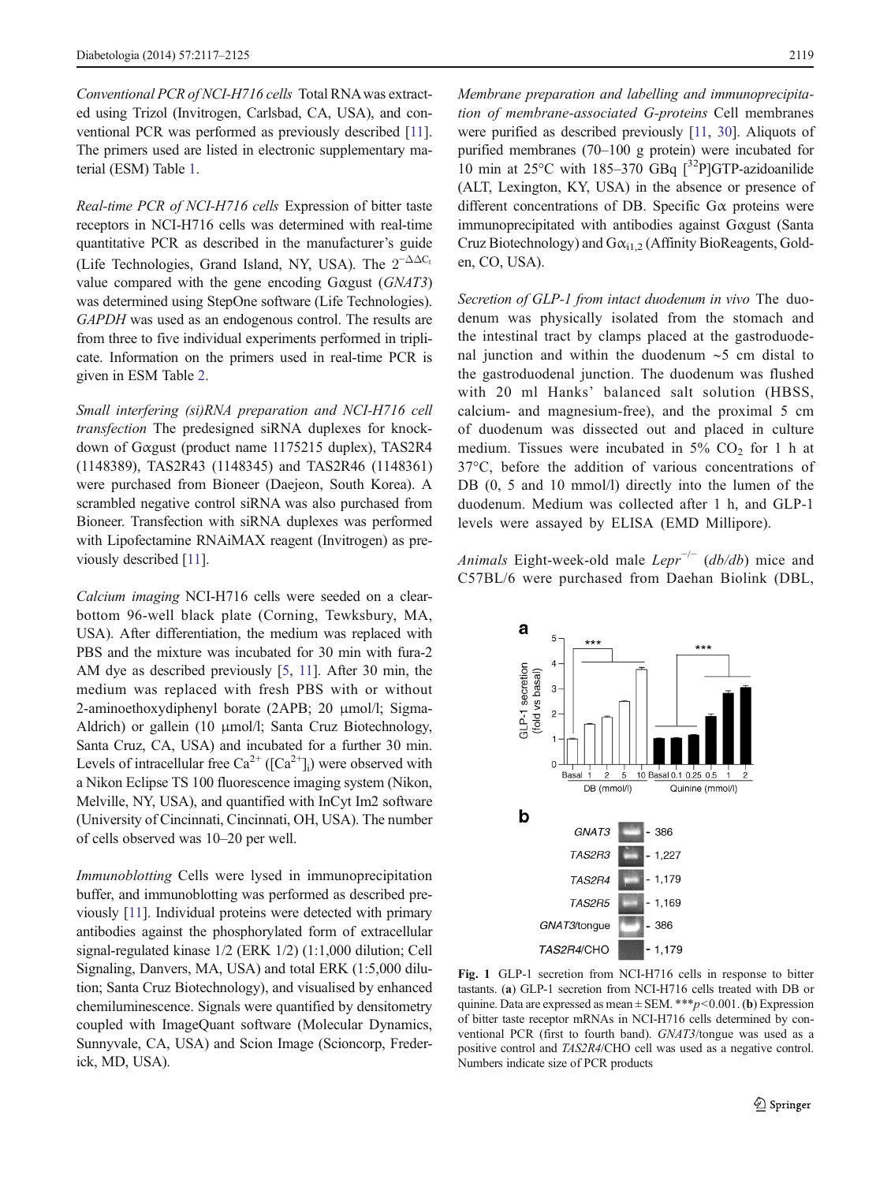*Conventional PCR of NCI-H716 cells* Total RNA was extracted using Trizol (Invitrogen, Carlsbad, CA, USA), and conventional PCR was performed as previously described [11]. The primers used are listed in electronic supplementary material (ESM) Table 1.

*Real-time PCR of NCI-H716 cells* Expression of bitter taste receptors in NCI-H716 cells was determined with real-time quantitative PCR as described in the manufacturer's guide (Life Technologies, Grand Island, NY, USA). The $2^{-\Delta\Delta C_t}$ value compared with the gene encoding Gαgust (*GNAT3*) was determined using StepOne software (Life Technologies). *GAPDH* was used as an endogenous control. The results are from three to five individual experiments performed in triplicate. Information on the primers used in real-time PCR is given in ESM Table 2.

*Small interfering (si)RNA preparation and NCI-H716 cell transfection* The predesigned siRNA duplexes for knockdown of Gαgust (product name 1175215 duplex), TAS2R4 (1148389), TAS2R43 (1148345) and TAS2R46 (1148361) were purchased from Bioneer (Daejeon, South Korea). A scrambled negative control siRNA was also purchased from Bioneer. Transfection with siRNA duplexes was performed with Lipofectamine RNAiMAX reagent (Invitrogen) as previously described [11].

*Calcium imaging* NCI-H716 cells were seeded on a clear-bottom 96-well black plate (Corning, Tewksbury, MA, USA). After differentiation, the medium was replaced with PBS and the mixture was incubated for 30 min with fura-2 AM dye as described previously [5, 11]. After 30 min, the medium was replaced with fresh PBS with or without 2-aminoethoxydiphenyl borate (2APB; 20 μmol/l; Sigma-Aldrich) or gallein (10 μmol/l; Santa Cruz Biotechnology, Santa Cruz, CA, USA) and incubated for a further 30 min. Levels of intracellular free $Ca^{2+}$ ($[Ca^{2+}]_i$) were observed with a Nikon Eclipse TS 100 fluorescence imaging system (Nikon, Melville, NY, USA), and quantified with InCyt Im2 software (University of Cincinnati, Cincinnati, OH, USA). The number of cells observed was 10–20 per well.

*Immunoblotting* Cells were lysed in immunoprecipitation buffer, and immunoblotting was performed as described previously [11]. Individual proteins were detected with primary antibodies against the phosphorylated form of extracellular signal-regulated kinase 1/2 (ERK 1/2) (1:1,000 dilution; Cell Signaling, Danvers, MA, USA) and total ERK (1:5,000 dilution; Santa Cruz Biotechnology), and visualised by enhanced chemiluminescence. Signals were quantified by densitometry coupled with ImageQuant software (Molecular Dynamics, Sunnyvale, CA, USA) and Scion Image (Sciencorp, Frederick, MD, USA).

*Membrane preparation and labelling and immunoprecipitation of membrane-associated G-proteins* Cell membranes were purified as described previously [11, 30]. Aliquots of purified membranes (70–100 g protein) were incubated for 10 min at 25°C with 185–370 GBq [$^{32}$P]GTP-azidoanilide (ALT, Lexington, KY, USA) in the absence or presence of different concentrations of DB. Specific Gα proteins were immunoprecipitated with antibodies against Gαgust (Santa Cruz Biotechnology) and $G\alpha_{i1,2}$ (Affinity BioReagents, Golden, CO, USA).

*Secretion of GLP-1 from intact duodenum in vivo* The duodenum was physically isolated from the stomach and the intestinal tract by clamps placed at the gastroduodenal junction and within the duodenum ~5 cm distal to the gastroduodenal junction. The duodenum was flushed with 20 ml Hanks' balanced salt solution (HBSS, calcium- and magnesium-free), and the proximal 5 cm of duodenum was dissected out and placed in culture medium. Tissues were incubated in 5% $CO_2$ for 1 h at 37°C, before the addition of various concentrations of DB (0, 5 and 10 mmol/l) directly into the lumen of the duodenum. Medium was collected after 1 h, and GLP-1 levels were assayed by ELISA (EMD Millipore).

*Animals* Eight-week-old male $Lepr^{-/-}$ (*db/db*) mice and C57BL/6 were purchased from Daehan Biolink (DBL,

**Fig. 1** GLP-1 secretion from NCI-H716 cells in response to bitter tastants. (**a**) GLP-1 secretion from NCI-H716 cells treated with DB or quinine. Data are expressed as mean ± SEM. ***$p<0.001$. (**b**) Expression of bitter taste receptor mRNAs in NCI-H716 cells determined by conventional PCR (first to fourth band). *GNAT3*/tongue was used as a positive control and *TAS2R4*/CHO cell was used as a negative control. Numbers indicate size of PCR products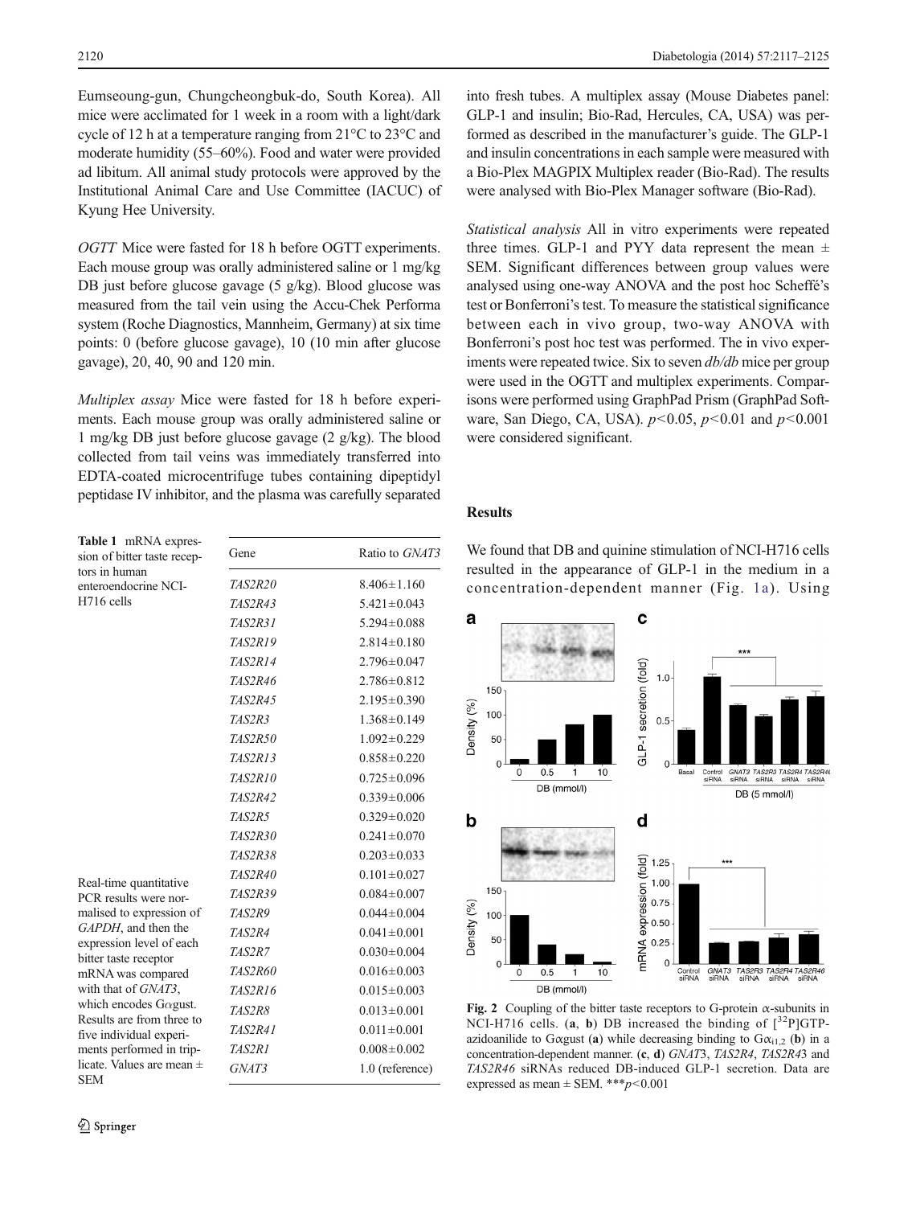Eumseoung-gun, Chungcheongbuk-do, South Korea). All mice were acclimated for 1 week in a room with a light/dark cycle of 12 h at a temperature ranging from 21°C to 23°C and moderate humidity (55–60%). Food and water were provided ad libitum. All animal study protocols were approved by the Institutional Animal Care and Use Committee (IACUC) of Kyung Hee University.

*OGTT* Mice were fasted for 18 h before OGTT experiments. Each mouse group was orally administered saline or 1 mg/kg DB just before glucose gavage (5 g/kg). Blood glucose was measured from the tail vein using the Accu-Chek Performa system (Roche Diagnostics, Mannheim, Germany) at six time points: 0 (before glucose gavage), 10 (10 min after glucose gavage), 20, 40, 90 and 120 min.

*Multiplex assay* Mice were fasted for 18 h before experiments. Each mouse group was orally administered saline or 1 mg/kg DB just before glucose gavage (2 g/kg). The blood collected from tail veins was immediately transferred into EDTA-coated microcentrifuge tubes containing dipeptidyl peptidase IV inhibitor, and the plasma was carefully separated into fresh tubes. A multiplex assay (Mouse Diabetes panel: GLP-1 and insulin; Bio-Rad, Hercules, CA, USA) was performed as described in the manufacturer's guide. The GLP-1 and insulin concentrations in each sample were measured with a Bio-Plex MAGPIX Multiplex reader (Bio-Rad). The results were analysed with Bio-Plex Manager software (Bio-Rad).

*Statistical analysis* All in vitro experiments were repeated three times. GLP-1 and PYY data represent the mean ± SEM. Significant differences between group values were analysed using one-way ANOVA and the post hoc Scheffé's test or Bonferroni's test. To measure the statistical significance between each in vivo group, two-way ANOVA with Bonferroni's post hoc test was performed. The in vivo experiments were repeated twice. Six to seven *db/db* mice per group were used in the OGTT and multiplex experiments. Comparisons were performed using GraphPad Prism (GraphPad Software, San Diego, CA, USA). $p<0.05$, $p<0.01$ and $p<0.001$ were considered significant.

**Table 1** mRNA expression of bitter taste receptors in human enteroendocrine NCI-H716 cells

| Gene | Ratio to *GNAT3* |
|---|---|
| *TAS2R20* | 8.406±1.160 |
| *TAS2R43* | 5.421±0.043 |
| *TAS2R31* | 5.294±0.088 |
| *TAS2R19* | 2.814±0.180 |
| *TAS2R14* | 2.796±0.047 |
| *TAS2R46* | 2.786±0.812 |
| *TAS2R45* | 2.195±0.390 |
| *TAS2R3* | 1.368±0.149 |
| *TAS2R50* | 1.092±0.229 |
| *TAS2R13* | 0.858±0.220 |
| *TAS2R10* | 0.725±0.096 |
| *TAS2R42* | 0.339±0.006 |
| *TAS2R5* | 0.329±0.020 |
| *TAS2R30* | 0.241±0.070 |
| *TAS2R38* | 0.203±0.033 |
| *TAS2R40* | 0.101±0.027 |
| *TAS2R39* | 0.084±0.007 |
| *TAS2R9* | 0.044±0.004 |
| *TAS2R4* | 0.041±0.001 |
| *TAS2R7* | 0.030±0.004 |
| *TAS2R60* | 0.016±0.003 |
| *TAS2R16* | 0.015±0.003 |
| *TAS2R8* | 0.013±0.001 |
| *TAS2R41* | 0.011±0.001 |
| *TAS2R1* | 0.008±0.002 |
| *GNAT3* | 1.0 (reference) |

Real-time quantitative PCR results were normalised to expression of *GAPDH*, and then the expression level of each bitter taste receptor mRNA was compared with that of *GNAT3*, which encodes Gαgust. Results are from three to five individual experiments performed in triplicate. Values are mean ± SEM

## Results

We found that DB and quinine stimulation of NCI-H716 cells resulted in the appearance of GLP-1 in the medium in a concentration-dependent manner (Fig. 1a). Using

**Fig. 2** Coupling of the bitter taste receptors to G-protein α-subunits in NCI-H716 cells. (**a**, **b**) DB increased the binding of [$^{32}$P]GTP-azidoanilide to Gαgust (**a**) while decreasing binding to $G\alpha_{i1,2}$ (**b**) in a concentration-dependent manner. (**c**, **d**) *GNAT3*, *TAS2R4*, *TAS2R43* and *TAS2R46* siRNAs reduced DB-induced GLP-1 secretion. Data are expressed as mean ± SEM. ***$p<0.001$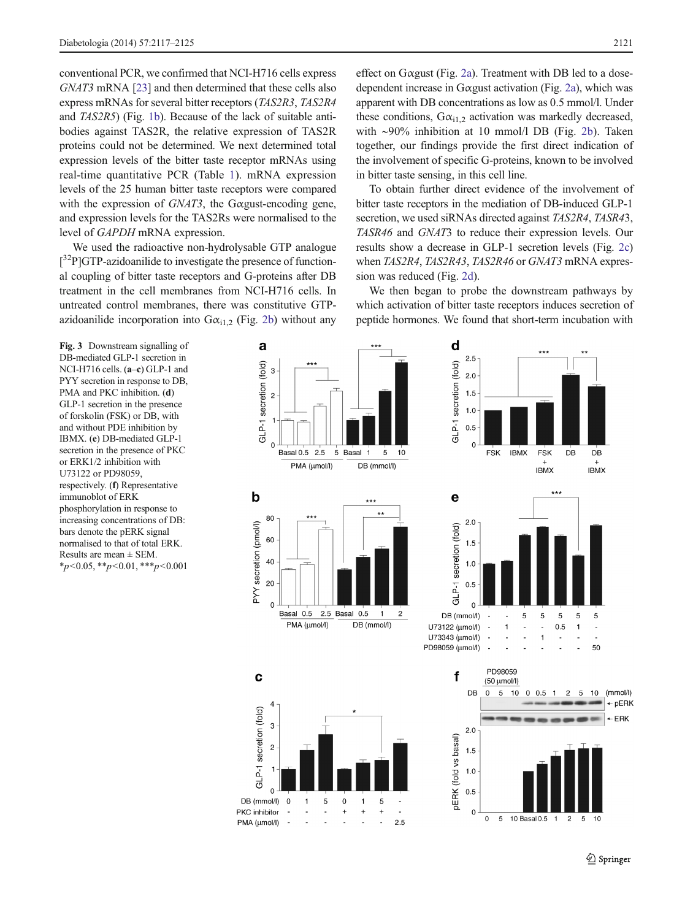conventional PCR, we confirmed that NCI-H716 cells express *GNAT3* mRNA [23] and then determined that these cells also express mRNAs for several bitter receptors (*TAS2R3*, *TAS2R4* and *TAS2R5*) (Fig. 1b). Because of the lack of suitable antibodies against TAS2R, the relative expression of TAS2R proteins could not be determined. We next determined total expression levels of the bitter taste receptor mRNAs using real-time quantitative PCR (Table 1). mRNA expression levels of the 25 human bitter taste receptors were compared with the expression of *GNAT3*, the Gαgust-encoding gene, and expression levels for the TAS2Rs were normalised to the level of *GAPDH* mRNA expression.

We used the radioactive non-hydrolysable GTP analogue [$^{32}$P]GTP-azidoanilide to investigate the presence of functional coupling of bitter taste receptors and G-proteins after DB treatment in the cell membranes from NCI-H716 cells. In untreated control membranes, there was constitutive GTP-azidoanilide incorporation into $G\alpha_{i1,2}$ (Fig. 2b) without any effect on Gαgust (Fig. 2a). Treatment with DB led to a dose-dependent increase in Gαgust activation (Fig. 2a), which was apparent with DB concentrations as low as 0.5 mmol/l. Under these conditions, $G\alpha_{i1,2}$ activation was markedly decreased, with ~90% inhibition at 10 mmol/l DB (Fig. 2b). Taken together, our findings provide the first direct indication of the involvement of specific G-proteins, known to be involved in bitter taste sensing, in this cell line.

To obtain further direct evidence of the involvement of bitter taste receptors in the mediation of DB-induced GLP-1 secretion, we used siRNAs directed against *TAS2R4*, *TASR43*, *TASR46* and *GNAT3* to reduce their expression levels. Our results show a decrease in GLP-1 secretion levels (Fig. 2c) when *TAS2R4*, *TAS2R43*, *TAS2R46* or *GNAT3* mRNA expression was reduced (Fig. 2d).

We then began to probe the downstream pathways by which activation of bitter taste receptors induces secretion of peptide hormones. We found that short-term incubation with

**Fig. 3** Downstream signalling of DB-mediated GLP-1 secretion in NCI-H716 cells. (**a**–**c**) GLP-1 and PYY secretion in response to DB, PMA and PKC inhibition. (**d**) GLP-1 secretion in the presence of forskolin (FSK) or DB, with and without PDE inhibition by IBMX. (**e**) DB-mediated GLP-1 secretion in the presence of PKC or ERK1/2 inhibition with U73122 or PD98059, respectively. (**f**) Representative immunoblot of ERK phosphorylation in response to increasing concentrations of DB: bars denote the pERK signal normalised to that of total ERK. Results are mean ± SEM. \*$p<0.05$, \*\*$p<0.01$, \*\*\*$p<0.001$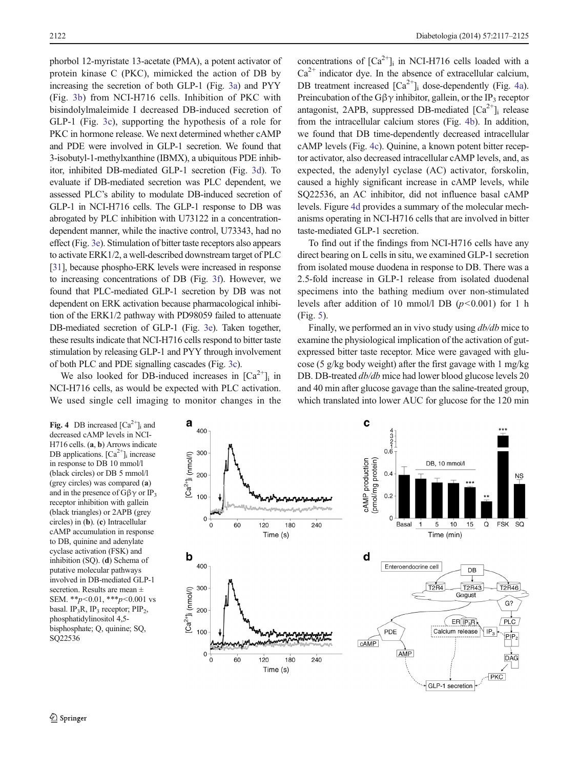phorbol 12-myristate 13-acetate (PMA), a potent activator of protein kinase C (PKC), mimicked the action of DB by increasing the secretion of both GLP-1 (Fig. 3a) and PYY (Fig. 3b) from NCI-H716 cells. Inhibition of PKC with bisindolylmaleimide I decreased DB-induced secretion of GLP-1 (Fig. 3c), supporting the hypothesis of a role for PKC in hormone release. We next determined whether cAMP and PDE were involved in GLP-1 secretion. We found that 3-isobutyl-1-methylxanthine (IBMX), a ubiquitous PDE inhibitor, inhibited DB-mediated GLP-1 secretion (Fig. 3d). To evaluate if DB-mediated secretion was PLC dependent, we assessed PLC's ability to modulate DB-induced secretion of GLP-1 in NCI-H716 cells. The GLP-1 response to DB was abrogated by PLC inhibition with U73122 in a concentration-dependent manner, while the inactive control, U73343, had no effect (Fig. 3e). Stimulation of bitter taste receptors also appears to activate ERK1/2, a well-described downstream target of PLC [31], because phospho-ERK levels were increased in response to increasing concentrations of DB (Fig. 3f). However, we found that PLC-mediated GLP-1 secretion by DB was not dependent on ERK activation because pharmacological inhibition of the ERK1/2 pathway with PD98059 failed to attenuate DB-mediated secretion of GLP-1 (Fig. 3e). Taken together, these results indicate that NCI-H716 cells respond to bitter taste stimulation by releasing GLP-1 and PYY through involvement of both PLC and PDE signalling cascades (Fig. 3c).

We also looked for DB-induced increases in $[Ca^{2+}]_i$ in NCI-H716 cells, as would be expected with PLC activation. We used single cell imaging to monitor changes in the concentrations of $[Ca^{2+}]_i$ in NCI-H716 cells loaded with a $Ca^{2+}$ indicator dye. In the absence of extracellular calcium, DB treatment increased $[Ca^{2+}]_i$ dose-dependently (Fig. 4a). Preincubation of the Gβγ inhibitor, gallein, or the $IP_3$ receptor antagonist, 2APB, suppressed DB-mediated $[Ca^{2+}]_i$ release from the intracellular calcium stores (Fig. 4b). In addition, we found that DB time-dependently decreased intracellular cAMP levels (Fig. 4c). Quinine, a known potent bitter receptor activator, also decreased intracellular cAMP levels, and, as expected, the adenylyl cyclase (AC) activator, forskolin, caused a highly significant increase in cAMP levels, while SQ22536, an AC inhibitor, did not influence basal cAMP levels. Figure 4d provides a summary of the molecular mechanisms operating in NCI-H716 cells that are involved in bitter taste-mediated GLP-1 secretion.

To find out if the findings from NCI-H716 cells have any direct bearing on L cells in situ, we examined GLP-1 secretion from isolated mouse duodena in response to DB. There was a 2.5-fold increase in GLP-1 release from isolated duodenal specimens into the bathing medium over non-stimulated levels after addition of 10 mmol/l DB ($p<0.001$) for 1 h (Fig. 5).

Finally, we performed an in vivo study using *db/db* mice to examine the physiological implication of the activation of gut-expressed bitter taste receptor. Mice were gavaged with glucose (5 g/kg body weight) after the first gavage with 1 mg/kg DB. DB-treated *db/db* mice had lower blood glucose levels 20 and 40 min after glucose gavage than the saline-treated group, which translated into lower AUC for glucose for the 120 min

**Fig. 4** DB increased $[Ca^{2+}]_i$ and decreased cAMP levels in NCI-H716 cells. (**a**, **b**) Arrows indicate DB applications. $[Ca^{2+}]_i$ increase in response to DB 10 mmol/l (black circles) or DB 5 mmol/l (grey circles) was compared (**a**) and in the presence of Gβγ or $IP_3$ receptor inhibition with gallein (black triangles) or 2APB (grey circles) in (**b**). (**c**) Intracellular cAMP accumulation in response to DB, quinine and adenylate cyclase activation (FSK) and inhibition (SQ). (**d**) Schema of putative molecular pathways involved in DB-mediated GLP-1 secretion. Results are mean ± SEM. \*\*$p<0.01$, \*\*\*$p<0.001$ vs basal. $IP_3R$, $IP_3$ receptor; $PIP_2$, phosphatidylinositol 4,5-bisphosphate; Q, quinine; SQ, SQ22536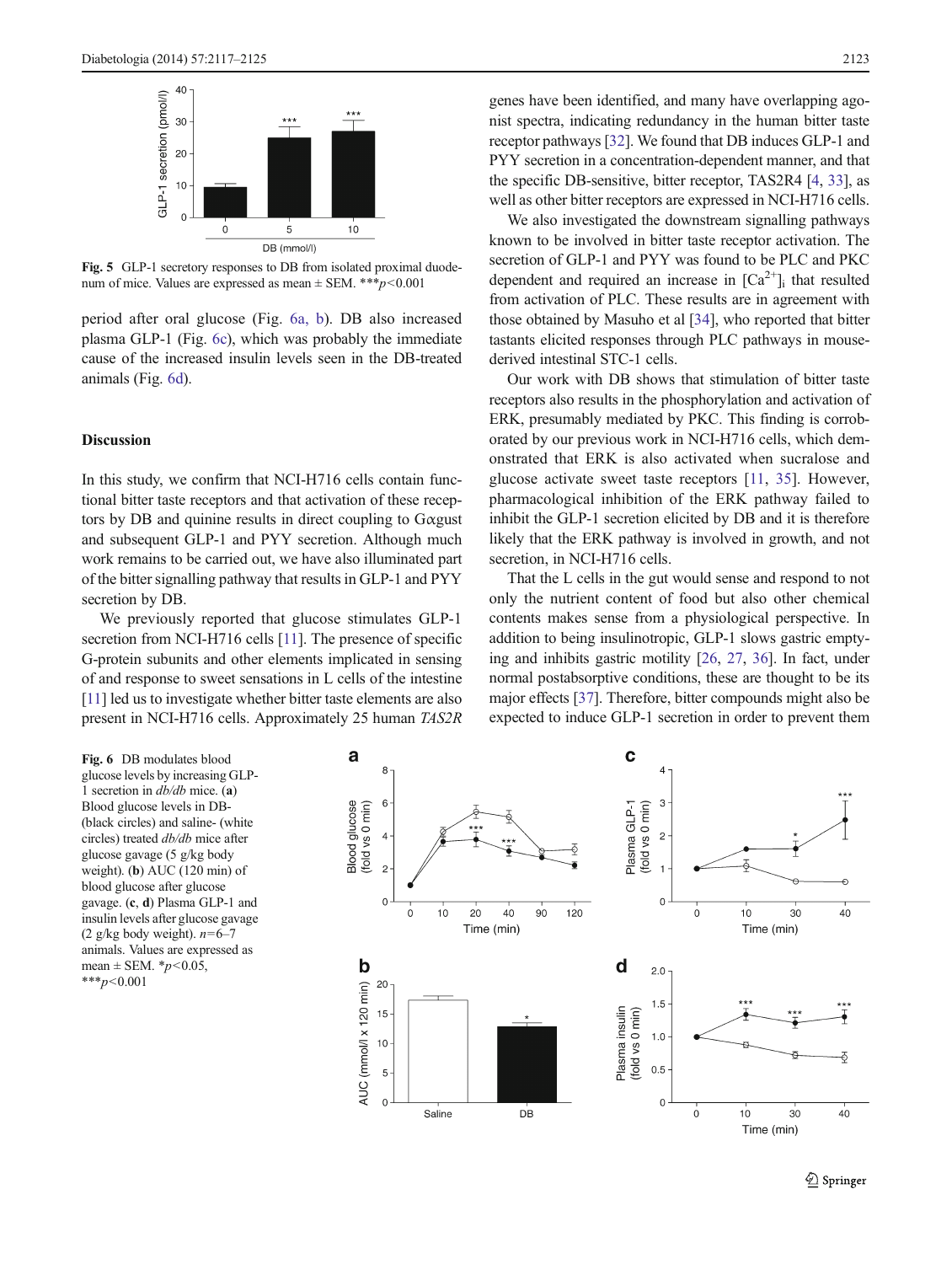Fig. 5 GLP-1 secretory responses to DB from isolated proximal duodenum of mice. Values are expressed as mean ± SEM. ***$p<0.001$

period after oral glucose (Fig. 6a, b). DB also increased plasma GLP-1 (Fig. 6c), which was probably the immediate cause of the increased insulin levels seen in the DB-treated animals (Fig. 6d).

## Discussion

In this study, we confirm that NCI-H716 cells contain functional bitter taste receptors and that activation of these receptors by DB and quinine results in direct coupling to Gαgust and subsequent GLP-1 and PYY secretion. Although much work remains to be carried out, we have also illuminated part of the bitter signalling pathway that results in GLP-1 and PYY secretion by DB.

We previously reported that glucose stimulates GLP-1 secretion from NCI-H716 cells [11]. The presence of specific G-protein subunits and other elements implicated in sensing of and response to sweet sensations in L cells of the intestine [11] led us to investigate whether bitter taste elements are also present in NCI-H716 cells. Approximately 25 human *TAS2R* genes have been identified, and many have overlapping agonist spectra, indicating redundancy in the human bitter taste receptor pathways [32]. We found that DB induces GLP-1 and PYY secretion in a concentration-dependent manner, and that the specific DB-sensitive, bitter receptor, TAS2R4 [4, 33], as well as other bitter receptors are expressed in NCI-H716 cells.

We also investigated the downstream signalling pathways known to be involved in bitter taste receptor activation. The secretion of GLP-1 and PYY was found to be PLC and PKC dependent and required an increase in $[Ca^{2+}]_i$ that resulted from activation of PLC. These results are in agreement with those obtained by Masuho et al [34], who reported that bitter tastants elicited responses through PLC pathways in mouse-derived intestinal STC-1 cells.

Our work with DB shows that stimulation of bitter taste receptors also results in the phosphorylation and activation of ERK, presumably mediated by PKC. This finding is corroborated by our previous work in NCI-H716 cells, which demonstrated that ERK is also activated when sucralose and glucose activate sweet taste receptors [11, 35]. However, pharmacological inhibition of the ERK pathway failed to inhibit the GLP-1 secretion elicited by DB and it is therefore likely that the ERK pathway is involved in growth, and not secretion, in NCI-H716 cells.

That the L cells in the gut would sense and respond to not only the nutrient content of food but also other chemical contents makes sense from a physiological perspective. In addition to being insulinotropic, GLP-1 slows gastric emptying and inhibits gastric motility [26, 27, 36]. In fact, under normal postabsorptive conditions, these are thought to be its major effects [37]. Therefore, bitter compounds might also be expected to induce GLP-1 secretion in order to prevent them

Fig. 6 DB modulates blood glucose levels by increasing GLP-1 secretion in *db/db* mice. (**a**) Blood glucose levels in DB- (black circles) and saline- (white circles) treated *db/db* mice after glucose gavage (5 g/kg body weight). (**b**) AUC (120 min) of blood glucose after glucose gavage. (**c**, **d**) Plasma GLP-1 and insulin levels after glucose gavage (2 g/kg body weight). $n$=6–7 animals. Values are expressed as mean ± SEM. *$p<0.05$, ***$p<0.001$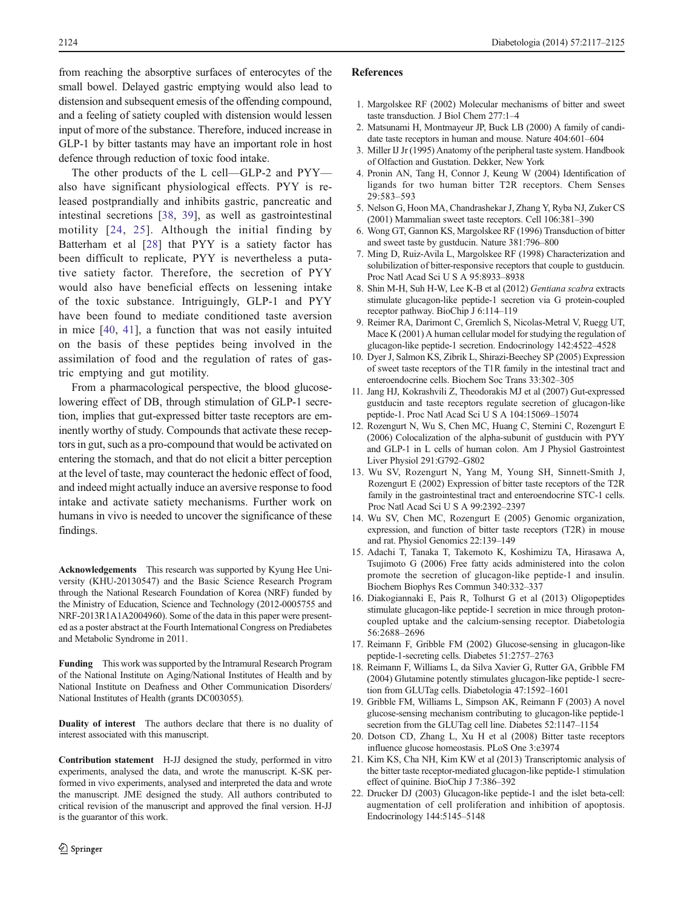from reaching the absorptive surfaces of enterocytes of the small bowel. Delayed gastric emptying would also lead to distension and subsequent emesis of the offending compound, and a feeling of satiety coupled with distension would lessen input of more of the substance. Therefore, induced increase in GLP-1 by bitter tastants may have an important role in host defence through reduction of toxic food intake.

The other products of the L cell—GLP-2 and PYY—also have significant physiological effects. PYY is released postprandially and inhibits gastric, pancreatic and intestinal secretions [38, 39], as well as gastrointestinal motility [24, 25]. Although the initial finding by Batterham et al [28] that PYY is a satiety factor has been difficult to replicate, PYY is nevertheless a putative satiety factor. Therefore, the secretion of PYY would also have beneficial effects on lessening intake of the toxic substance. Intriguingly, GLP-1 and PYY have been found to mediate conditioned taste aversion in mice [40, 41], a function that was not easily intuited on the basis of these peptides being involved in the assimilation of food and the regulation of rates of gastric emptying and gut motility.

From a pharmacological perspective, the blood glucose-lowering effect of DB, through stimulation of GLP-1 secretion, implies that gut-expressed bitter taste receptors are eminently worthy of study. Compounds that activate these receptors in gut, such as a pro-compound that would be activated on entering the stomach, and that do not elicit a bitter perception at the level of taste, may counteract the hedonic effect of food, and indeed might actually induce an aversive response to food intake and activate satiety mechanisms. Further work on humans in vivo is needed to uncover the significance of these findings.

**Acknowledgements** This research was supported by Kyung Hee University (KHU-20130547) and the Basic Science Research Program through the National Research Foundation of Korea (NRF) funded by the Ministry of Education, Science and Technology (2012-0005755 and NRF-2013R1A1A2004960). Some of the data in this paper were presented as a poster abstract at the Fourth International Congress on Prediabetes and Metabolic Syndrome in 2011.

**Funding** This work was supported by the Intramural Research Program of the National Institute on Aging/National Institutes of Health and by National Institute on Deafness and Other Communication Disorders/National Institutes of Health (grants DC003055).

**Duality of interest** The authors declare that there is no duality of interest associated with this manuscript.

**Contribution statement** H-JJ designed the study, performed in vitro experiments, analysed the data, and wrote the manuscript. K-SK performed in vivo experiments, analysed and interpreted the data and wrote the manuscript. JME designed the study. All authors contributed to critical revision of the manuscript and approved the final version. H-JJ is the guarantor of this work.

## References

1. Margolskee RF (2002) Molecular mechanisms of bitter and sweet taste transduction. J Biol Chem 277:1–4
2. Matsunami H, Montmayeur JP, Buck LB (2000) A family of candidate taste receptors in human and mouse. Nature 404:601–604
3. Miller IJ Jr (1995) Anatomy of the peripheral taste system. Handbook of Olfaction and Gustation. Dekker, New York
4. Pronin AN, Tang H, Connor J, Keung W (2004) Identification of ligands for two human bitter T2R receptors. Chem Senses 29:583–593
5. Nelson G, Hoon MA, Chandrashekar J, Zhang Y, Ryba NJ, Zuker CS (2001) Mammalian sweet taste receptors. Cell 106:381–390
6. Wong GT, Gannon KS, Margolskee RF (1996) Transduction of bitter and sweet taste by gustducin. Nature 381:796–800
7. Ming D, Ruiz-Avila L, Margolskee RF (1998) Characterization and solubilization of bitter-responsive receptors that couple to gustducin. Proc Natl Acad Sci U S A 95:8933–8938
8. Shin M-H, Suh H-W, Lee K-B et al (2012) *Gentiana scabra* extracts stimulate glucagon-like peptide-1 secretion via G protein-coupled receptor pathway. BioChip J 6:114–119
9. Reimer RA, Darimont C, Gremlich S, Nicolas-Metral V, Ruegg UT, Mace K (2001) A human cellular model for studying the regulation of glucagon-like peptide-1 secretion. Endocrinology 142:4522–4528
10. Dyer J, Salmon KS, Zibrik L, Shirazi-Beechey SP (2005) Expression of sweet taste receptors of the T1R family in the intestinal tract and enteroendocrine cells. Biochem Soc Trans 33:302–305
11. Jang HJ, Kokrashvili Z, Theodorakis MJ et al (2007) Gut-expressed gustducin and taste receptors regulate secretion of glucagon-like peptide-1. Proc Natl Acad Sci U S A 104:15069–15074
12. Rozengurt N, Wu S, Chen MC, Huang C, Sternini C, Rozengurt E (2006) Colocalization of the alpha-subunit of gustducin with PYY and GLP-1 in L cells of human colon. Am J Physiol Gastrointest Liver Physiol 291:G792–G802
13. Wu SV, Rozengurt N, Yang M, Young SH, Sinnett-Smith J, Rozengurt E (2002) Expression of bitter taste receptors of the T2R family in the gastrointestinal tract and enteroendocrine STC-1 cells. Proc Natl Acad Sci U S A 99:2392–2397
14. Wu SV, Chen MC, Rozengurt E (2005) Genomic organization, expression, and function of bitter taste receptors (T2R) in mouse and rat. Physiol Genomics 22:139–149
15. Adachi T, Tanaka T, Takemoto K, Koshimizu TA, Hirasawa A, Tsujimoto G (2006) Free fatty acids administered into the colon promote the secretion of glucagon-like peptide-1 and insulin. Biochem Biophys Res Commun 340:332–337
16. Diakogiannaki E, Pais R, Tolhurst G et al (2013) Oligopeptides stimulate glucagon-like peptide-1 secretion in mice through proton-coupled uptake and the calcium-sensing receptor. Diabetologia 56:2688–2696
17. Reimann F, Gribble FM (2002) Glucose-sensing in glucagon-like peptide-1-secreting cells. Diabetes 51:2757–2763
18. Reimann F, Williams L, da Silva Xavier G, Rutter GA, Gribble FM (2004) Glutamine potently stimulates glucagon-like peptide-1 secretion from GLUTag cells. Diabetologia 47:1592–1601
19. Gribble FM, Williams L, Simpson AK, Reimann F (2003) A novel glucose-sensing mechanism contributing to glucagon-like peptide-1 secretion from the GLUTag cell line. Diabetes 52:1147–1154
20. Dotson CD, Zhang L, Xu H et al (2008) Bitter taste receptors influence glucose homeostasis. PLoS One 3:e3974
21. Kim KS, Cha NH, Kim KW et al (2013) Transcriptomic analysis of the bitter taste receptor-mediated glucagon-like peptide-1 stimulation effect of quinine. BioChip J 7:386–392
22. Drucker DJ (2003) Glucagon-like peptide-1 and the islet beta-cell: augmentation of cell proliferation and inhibition of apoptosis. Endocrinology 144:5145–5148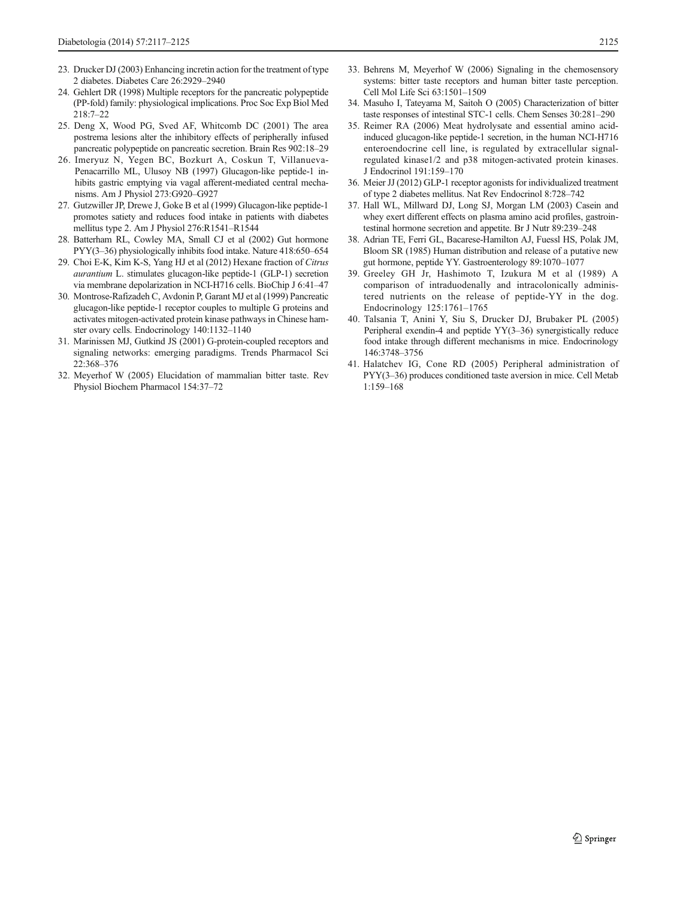23. Drucker DJ (2003) Enhancing incretin action for the treatment of type 2 diabetes. Diabetes Care 26:2929–2940
24. Gehlert DR (1998) Multiple receptors for the pancreatic polypeptide (PP-fold) family: physiological implications. Proc Soc Exp Biol Med 218:7–22
25. Deng X, Wood PG, Sved AF, Whitcomb DC (2001) The area postrema lesions alter the inhibitory effects of peripherally infused pancreatic polypeptide on pancreatic secretion. Brain Res 902:18–29
26. Imeryuz N, Yegen BC, Bozkurt A, Coskun T, Villanueva-Penacarrillo ML, Ulusoy NB (1997) Glucagon-like peptide-1 inhibits gastric emptying via vagal afferent-mediated central mechanisms. Am J Physiol 273:G920–G927
27. Gutzwiller JP, Drewe J, Goke B et al (1999) Glucagon-like peptide-1 promotes satiety and reduces food intake in patients with diabetes mellitus type 2. Am J Physiol 276:R1541–R1544
28. Batterham RL, Cowley MA, Small CJ et al (2002) Gut hormone PYY(3–36) physiologically inhibits food intake. Nature 418:650–654
29. Choi E-K, Kim K-S, Yang HJ et al (2012) Hexane fraction of *Citrus aurantium* L. stimulates glucagon-like peptide-1 (GLP-1) secretion via membrane depolarization in NCI-H716 cells. BioChip J 6:41–47
30. Montrose-Rafizadeh C, Avdonin P, Garant MJ et al (1999) Pancreatic glucagon-like peptide-1 receptor couples to multiple G proteins and activates mitogen-activated protein kinase pathways in Chinese hamster ovary cells. Endocrinology 140:1132–1140
31. Marinissen MJ, Gutkind JS (2001) G-protein-coupled receptors and signaling networks: emerging paradigms. Trends Pharmacol Sci 22:368–376
32. Meyerhof W (2005) Elucidation of mammalian bitter taste. Rev Physiol Biochem Pharmacol 154:37–72
33. Behrens M, Meyerhof W (2006) Signaling in the chemosensory systems: bitter taste receptors and human bitter taste perception. Cell Mol Life Sci 63:1501–1509
34. Masuho I, Tateyama M, Saitoh O (2005) Characterization of bitter taste responses of intestinal STC-1 cells. Chem Senses 30:281–290
35. Reimer RA (2006) Meat hydrolysate and essential amino acid-induced glucagon-like peptide-1 secretion, in the human NCI-H716 enteroendocrine cell line, is regulated by extracellular signal-regulated kinase1/2 and p38 mitogen-activated protein kinases. J Endocrinol 191:159–170
36. Meier JJ (2012) GLP-1 receptor agonists for individualized treatment of type 2 diabetes mellitus. Nat Rev Endocrinol 8:728–742
37. Hall WL, Millward DJ, Long SJ, Morgan LM (2003) Casein and whey exert different effects on plasma amino acid profiles, gastrointestinal hormone secretion and appetite. Br J Nutr 89:239–248
38. Adrian TE, Ferri GL, Bacarese-Hamilton AJ, Fuessl HS, Polak JM, Bloom SR (1985) Human distribution and release of a putative new gut hormone, peptide YY. Gastroenterology 89:1070–1077
39. Greeley GH Jr, Hashimoto T, Izukura M et al (1989) A comparison of intraduodenally and intracolonically administered nutrients on the release of peptide-YY in the dog. Endocrinology 125:1761–1765
40. Talsania T, Anini Y, Siu S, Drucker DJ, Brubaker PL (2005) Peripheral exendin-4 and peptide YY(3–36) synergistically reduce food intake through different mechanisms in mice. Endocrinology 146:3748–3756
41. Halatchev IG, Cone RD (2005) Peripheral administration of PYY(3–36) produces conditioned taste aversion in mice. Cell Metab 1:159–168